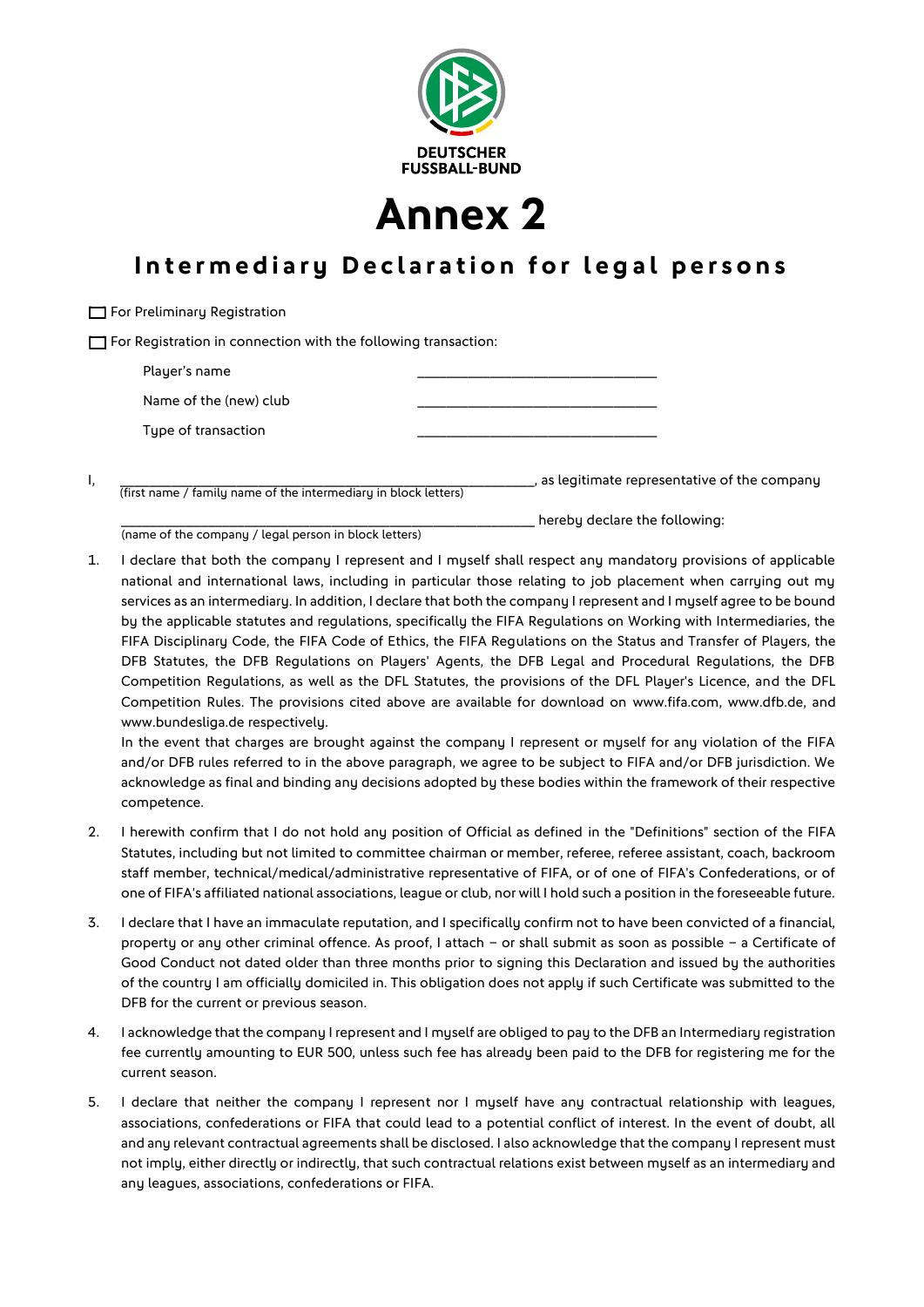DEUTSCHER
FUSSBALL-BUND

# Annex 2

## Intermediary Declaration for legal persons

☐ For Preliminary Registration

☐ For Registration in connection with the following transaction:

| | |
|---|---|
| Player's name | ________________________________ |
| Name of the (new) club | ________________________________ |
| Type of transaction | ________________________________ |

I, ________________________________________________________, as legitimate representative of the company
(first name / family name of the intermediary in block letters)

________________________________________________________ hereby declare the following:
(name of the company / legal person in block letters)

1. I declare that both the company I represent and I myself shall respect any mandatory provisions of applicable national and international laws, including in particular those relating to job placement when carrying out my services as an intermediary. In addition, I declare that both the company I represent and I myself agree to be bound by the applicable statutes and regulations, specifically the FIFA Regulations on Working with Intermediaries, the FIFA Disciplinary Code, the FIFA Code of Ethics, the FIFA Regulations on the Status and Transfer of Players, the DFB Statutes, the DFB Regulations on Players' Agents, the DFB Legal and Procedural Regulations, the DFB Competition Regulations, as well as the DFL Statutes, the provisions of the DFL Player's Licence, and the DFL Competition Rules. The provisions cited above are available for download on www.fifa.com, www.dfb.de, and www.bundesliga.de respectively.
   In the event that charges are brought against the company I represent or myself for any violation of the FIFA and/or DFB rules referred to in the above paragraph, we agree to be subject to FIFA and/or DFB jurisdiction. We acknowledge as final and binding any decisions adopted by these bodies within the framework of their respective competence.

2. I herewith confirm that I do not hold any position of Official as defined in the "Definitions" section of the FIFA Statutes, including but not limited to committee chairman or member, referee, referee assistant, coach, backroom staff member, technical/medical/administrative representative of FIFA, or of one of FIFA's Confederations, or of one of FIFA's affiliated national associations, league or club, nor will I hold such a position in the foreseeable future.

3. I declare that I have an immaculate reputation, and I specifically confirm not to have been convicted of a financial, property or any other criminal offence. As proof, I attach – or shall submit as soon as possible – a Certificate of Good Conduct not dated older than three months prior to signing this Declaration and issued by the authorities of the country I am officially domiciled in. This obligation does not apply if such Certificate was submitted to the DFB for the current or previous season.

4. I acknowledge that the company I represent and I myself are obliged to pay to the DFB an Intermediary registration fee currently amounting to EUR 500, unless such fee has already been paid to the DFB for registering me for the current season.

5. I declare that neither the company I represent nor I myself have any contractual relationship with leagues, associations, confederations or FIFA that could lead to a potential conflict of interest. In the event of doubt, all and any relevant contractual agreements shall be disclosed. I also acknowledge that the company I represent must not imply, either directly or indirectly, that such contractual relations exist between myself as an intermediary and any leagues, associations, confederations or FIFA.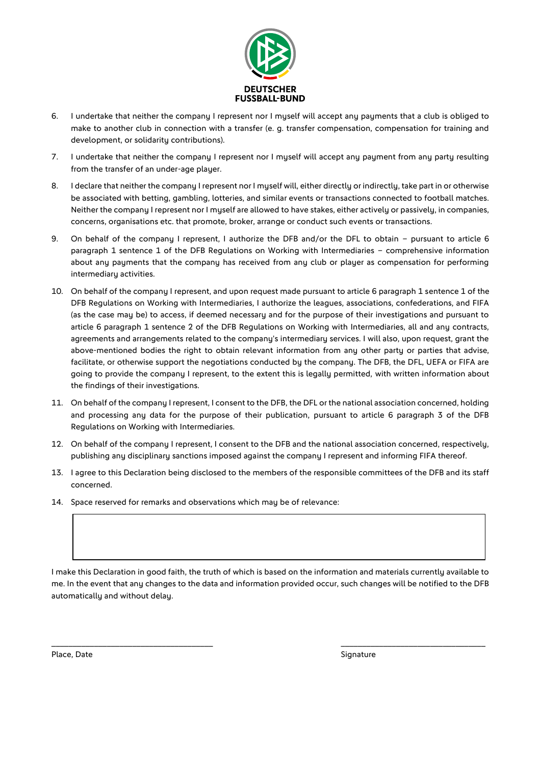DEUTSCHER FUSSBALL-BUND

6. I undertake that neither the company I represent nor I myself will accept any payments that a club is obliged to make to another club in connection with a transfer (e. g. transfer compensation, compensation for training and development, or solidarity contributions).

7. I undertake that neither the company I represent nor I myself will accept any payment from any party resulting from the transfer of an under-age player.

8. I declare that neither the company I represent nor I myself will, either directly or indirectly, take part in or otherwise be associated with betting, gambling, lotteries, and similar events or transactions connected to football matches. Neither the company I represent nor I myself are allowed to have stakes, either actively or passively, in companies, concerns, organisations etc. that promote, broker, arrange or conduct such events or transactions.

9. On behalf of the company I represent, I authorize the DFB and/or the DFL to obtain – pursuant to article 6 paragraph 1 sentence 1 of the DFB Regulations on Working with Intermediaries – comprehensive information about any payments that the company has received from any club or player as compensation for performing intermediary activities.

10. On behalf of the company I represent, and upon request made pursuant to article 6 paragraph 1 sentence 1 of the DFB Regulations on Working with Intermediaries, I authorize the leagues, associations, confederations, and FIFA (as the case may be) to access, if deemed necessary and for the purpose of their investigations and pursuant to article 6 paragraph 1 sentence 2 of the DFB Regulations on Working with Intermediaries, all and any contracts, agreements and arrangements related to the company's intermediary services. I will also, upon request, grant the above-mentioned bodies the right to obtain relevant information from any other party or parties that advise, facilitate, or otherwise support the negotiations conducted by the company. The DFB, the DFL, UEFA or FIFA are going to provide the company I represent, to the extent this is legally permitted, with written information about the findings of their investigations.

11. On behalf of the company I represent, I consent to the DFB, the DFL or the national association concerned, holding and processing any data for the purpose of their publication, pursuant to article 6 paragraph 3 of the DFB Regulations on Working with Intermediaries.

12. On behalf of the company I represent, I consent to the DFB and the national association concerned, respectively, publishing any disciplinary sanctions imposed against the company I represent and informing FIFA thereof.

13. I agree to this Declaration being disclosed to the members of the responsible committees of the DFB and its staff concerned.

14. Space reserved for remarks and observations which may be of relevance:

I make this Declaration in good faith, the truth of which is based on the information and materials currently available to me. In the event that any changes to the data and information provided occur, such changes will be notified to the DFB automatically and without delay.

\_\_\_\_\_\_\_\_\_\_\_\_\_\_\_\_\_\_\_\_\_\_\_\_\_\_\_\_\_\_\_\_\_\_\_\_ \_\_\_\_\_\_\_\_\_\_\_\_\_\_\_\_\_\_\_\_\_\_\_\_\_\_\_\_\_\_\_\_\_\_\_\_

Place, Date Signature